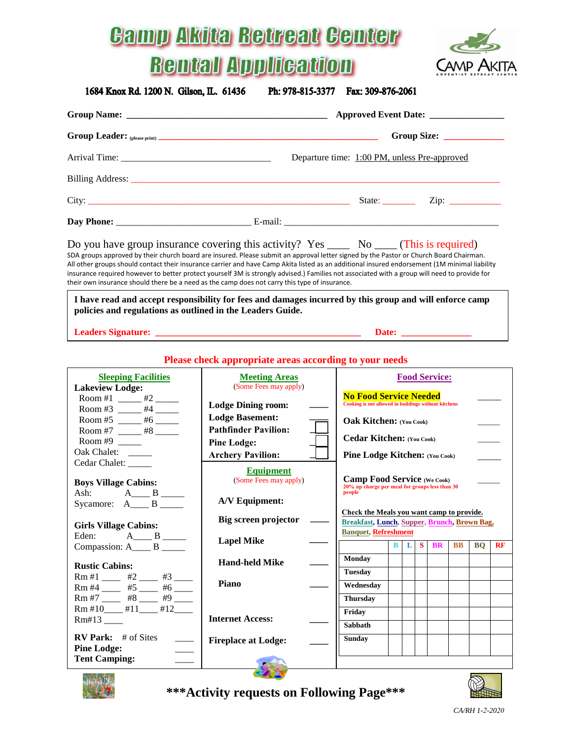# Camp Akita Retreat Center Rental Application

CAMP AKITA ADVENTIST RETREAT CENTER

1684 Knox Rd. 1200 N. Gilson, IL. 61436 Ph: 978-815-3377 Fax: 309-876-2061

**Group Name:** ___________________________________________ **Approved Event Date:** _______________

**Group Leader:** (please print) ___________________________________________ **Group Size:** ____________

Arrival Time: ________________________________ Departure time: 1:00 PM, unless Pre-approved

Billing Address: ___________________________________________________________________________

City: ________________________________________________ State: _______ Zip: ___________

**Day Phone:** ____________________________ E-mail: ____________________________________________

Do you have group insurance covering this activity? Yes ____ No ____ (This is required)

SDA groups approved by their church board are insured. Please submit an approval letter signed by the Pastor or Church Board Chairman. All other groups should contact their insurance carrier and have Camp Akita listed as an additional insured endorsement (1M minimal liability insurance required however to better protect yourself 3M is strongly advised.) Families not associated with a group will need to provide for their own insurance should there be a need as the camp does not carry this type of insurance.

**I have read and accept responsibility for fees and damages incurred by this group and will enforce camp policies and regulations as outlined in the Leaders Guide.**

**Leaders Signature:** ___________________________________________ **Date:** ______________

**Please check appropriate areas according to your needs**

## Sleeping Facilities

**Lakeview Lodge:**
- Room #1 _____ #2 _____
- Room #3 _____ #4 _____
- Room #5 _____ #6 _____
- Room #7 _____ #8 _____
- Room #9 _____

Oak Chalet: _____
Cedar Chalet: _____

**Boys Village Cabins:**
- Ash: A____ B _____
- Sycamore: A____ B _____

**Girls Village Cabins:**
- Eden: A____ B _____
- Compassion: A____ B _____

**Rustic Cabins:**
- Rm #1 ____ #2 ____ #3 ____
- Rm #4 ____ #5 ____ #6 ____
- Rm #7 ____ #8 ____ #9 ____
- Rm #10____ #11____ #12____
- Rm#13 ____

**RV Park:** # of Sites ____
**Pine Lodge:** ____
**Tent Camping:** ____

## Meeting Areas

(Some Fees may apply)

- **Lodge Dining room:** ____
- **Lodge Basement:** ____
- **Pathfinder Pavilion:** ____
- **Pine Lodge:** ____
- **Archery Pavilion:** ____

## Equipment

(Some Fees may apply)

**A/V Equipment:**
- **Big screen projector** ____
- **Lapel Mike** ____
- **Hand-held Mike** ____
- **Piano** ____

**Internet Access:** ____

**Fireplace at Lodge:** ____

## Food Service:

**No Food Service Needed** _____
Cooking is not allowed in buildings without kitchens

**Oak Kitchen:** (You Cook) _____

**Cedar Kitchen:** (You Cook) _____

**Pine Lodge Kitchen:** (You Cook) _____

**Camp Food Service** (We Cook) _____
20% up charge per meal for groups less than 30 people

**Check the Meals you want camp to provide.**
Breakfast, Lunch, Supper, Brunch, Brown Bag, Banquet, Refreshment

| | B | L | S | BR | BB | BQ | RF |
|---|---|---|---|---|---|---|---|
| Monday | | | | | | | |
| Tuesday | | | | | | | |
| Wednesday | | | | | | | |
| Thursday | | | | | | | |
| Friday | | | | | | | |
| Sabbath | | | | | | | |
| Sunday | | | | | | | |

**\*\*\*Activity requests on Following Page\*\*\***

*CA/RH 1-2-2020*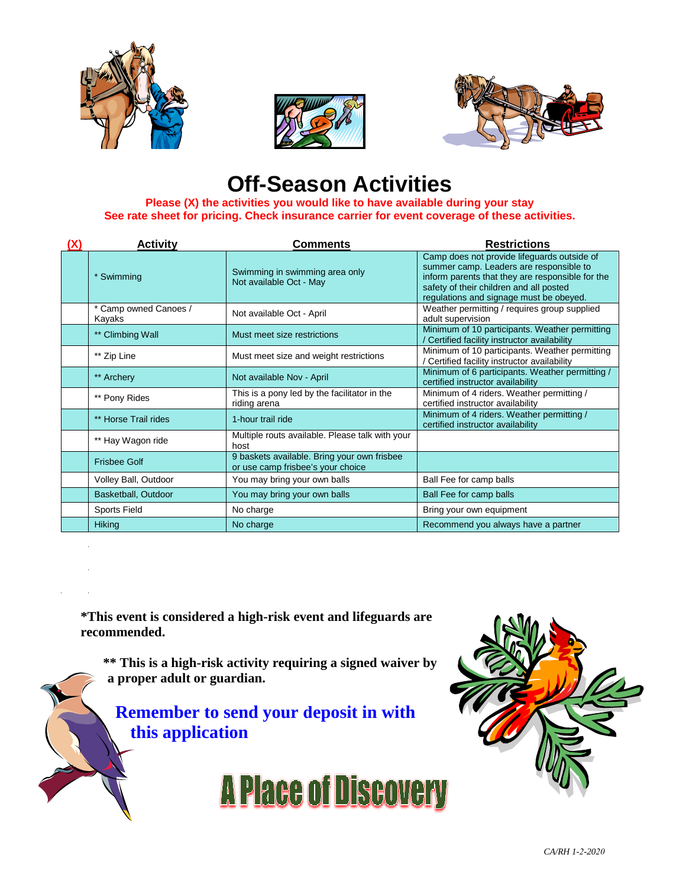# Off-Season Activities

**Please (X) the activities you would like to have available during your stay**
**See rate sheet for pricing. Check insurance carrier for event coverage of these activities.**

| (X) | Activity | Comments | Restrictions |
|---|---|---|---|
| | * Swimming | Swimming in swimming area only<br>Not available Oct - May | Camp does not provide lifeguards outside of summer camp. Leaders are responsible to inform parents that they are responsible for the safety of their children and all posted regulations and signage must be obeyed. |
| | * Camp owned Canoes / Kayaks | Not available Oct - April | Weather permitting / requires group supplied adult supervision |
| | ** Climbing Wall | Must meet size restrictions | Minimum of 10 participants. Weather permitting / Certified facility instructor availability |
| | ** Zip Line | Must meet size and weight restrictions | Minimum of 10 participants. Weather permitting / Certified facility instructor availability |
| | ** Archery | Not available Nov - April | Minimum of 6 participants. Weather permitting / certified instructor availability |
| | ** Pony Rides | This is a pony led by the facilitator in the riding arena | Minimum of 4 riders. Weather permitting / certified instructor availability |
| | ** Horse Trail rides | 1-hour trail ride | Minimum of 4 riders. Weather permitting / certified instructor availability |
| | ** Hay Wagon ride | Multiple routs available. Please talk with your host | |
| | Frisbee Golf | 9 baskets available. Bring your own frisbee or use camp frisbee's your choice | |
| | Volley Ball, Outdoor | You may bring your own balls | Ball Fee for camp balls |
| | Basketball, Outdoor | You may bring your own balls | Ball Fee for camp balls |
| | Sports Field | No charge | Bring your own equipment |
| | Hiking | No charge | Recommend you always have a partner |

***This event is considered a high-risk event and lifeguards are recommended.**

**** This is a high-risk activity requiring a signed waiver by a proper adult or guardian.**

**Remember to send your deposit in with this application**

**A Place of Discovery**

*CA/RH 1-2-2020*